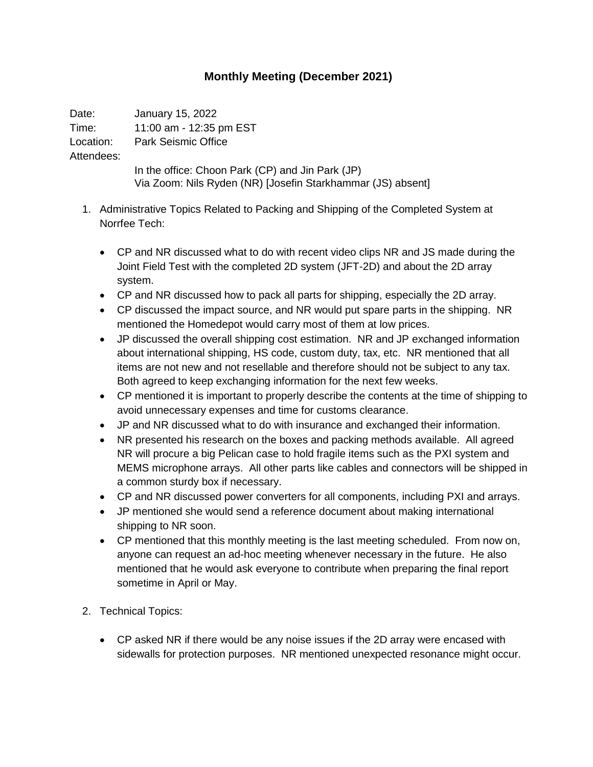# Monthly Meeting (December 2021)

Date: January 15, 2022
Time: 11:00 am - 12:35 pm EST
Location: Park Seismic Office
Attendees:
In the office: Choon Park (CP) and Jin Park (JP)
Via Zoom: Nils Ryden (NR) [Josefin Starkhammar (JS) absent]

1. Administrative Topics Related to Packing and Shipping of the Completed System at Norrfee Tech:

   - CP and NR discussed what to do with recent video clips NR and JS made during the Joint Field Test with the completed 2D system (JFT-2D) and about the 2D array system.
   - CP and NR discussed how to pack all parts for shipping, especially the 2D array.
   - CP discussed the impact source, and NR would put spare parts in the shipping. NR mentioned the Homedepot would carry most of them at low prices.
   - JP discussed the overall shipping cost estimation. NR and JP exchanged information about international shipping, HS code, custom duty, tax, etc. NR mentioned that all items are not new and not resellable and therefore should not be subject to any tax. Both agreed to keep exchanging information for the next few weeks.
   - CP mentioned it is important to properly describe the contents at the time of shipping to avoid unnecessary expenses and time for customs clearance.
   - JP and NR discussed what to do with insurance and exchanged their information.
   - NR presented his research on the boxes and packing methods available. All agreed NR will procure a big Pelican case to hold fragile items such as the PXI system and MEMS microphone arrays. All other parts like cables and connectors will be shipped in a common sturdy box if necessary.
   - CP and NR discussed power converters for all components, including PXI and arrays.
   - JP mentioned she would send a reference document about making international shipping to NR soon.
   - CP mentioned that this monthly meeting is the last meeting scheduled. From now on, anyone can request an ad-hoc meeting whenever necessary in the future. He also mentioned that he would ask everyone to contribute when preparing the final report sometime in April or May.

2. Technical Topics:

   - CP asked NR if there would be any noise issues if the 2D array were encased with sidewalls for protection purposes. NR mentioned unexpected resonance might occur.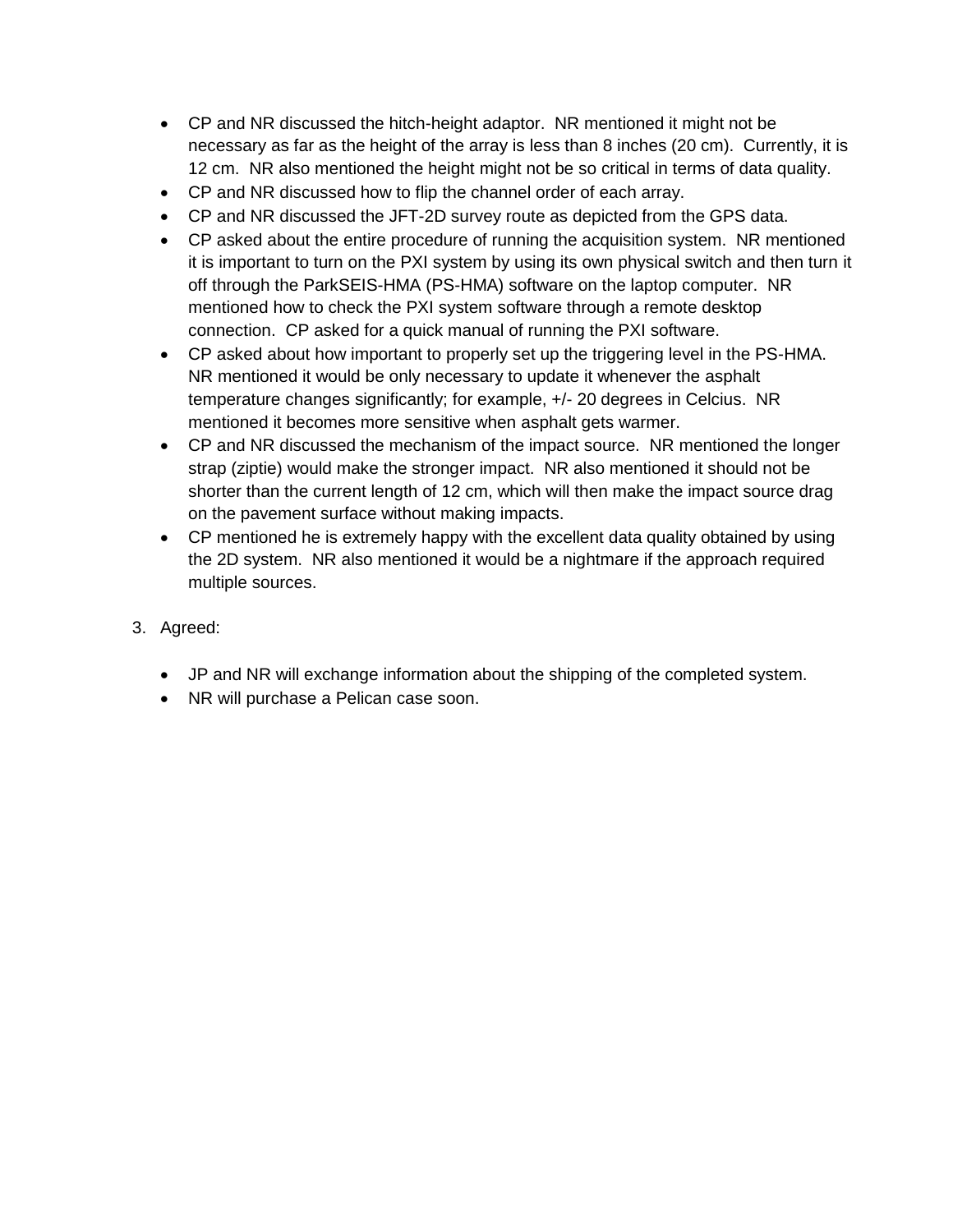- CP and NR discussed the hitch-height adaptor. NR mentioned it might not be necessary as far as the height of the array is less than 8 inches (20 cm). Currently, it is 12 cm. NR also mentioned the height might not be so critical in terms of data quality.
- CP and NR discussed how to flip the channel order of each array.
- CP and NR discussed the JFT-2D survey route as depicted from the GPS data.
- CP asked about the entire procedure of running the acquisition system. NR mentioned it is important to turn on the PXI system by using its own physical switch and then turn it off through the ParkSEIS-HMA (PS-HMA) software on the laptop computer. NR mentioned how to check the PXI system software through a remote desktop connection. CP asked for a quick manual of running the PXI software.
- CP asked about how important to properly set up the triggering level in the PS-HMA. NR mentioned it would be only necessary to update it whenever the asphalt temperature changes significantly; for example, +/- 20 degrees in Celcius. NR mentioned it becomes more sensitive when asphalt gets warmer.
- CP and NR discussed the mechanism of the impact source. NR mentioned the longer strap (ziptie) would make the stronger impact. NR also mentioned it should not be shorter than the current length of 12 cm, which will then make the impact source drag on the pavement surface without making impacts.
- CP mentioned he is extremely happy with the excellent data quality obtained by using the 2D system. NR also mentioned it would be a nightmare if the approach required multiple sources.

3. Agreed:

- JP and NR will exchange information about the shipping of the completed system.
- NR will purchase a Pelican case soon.